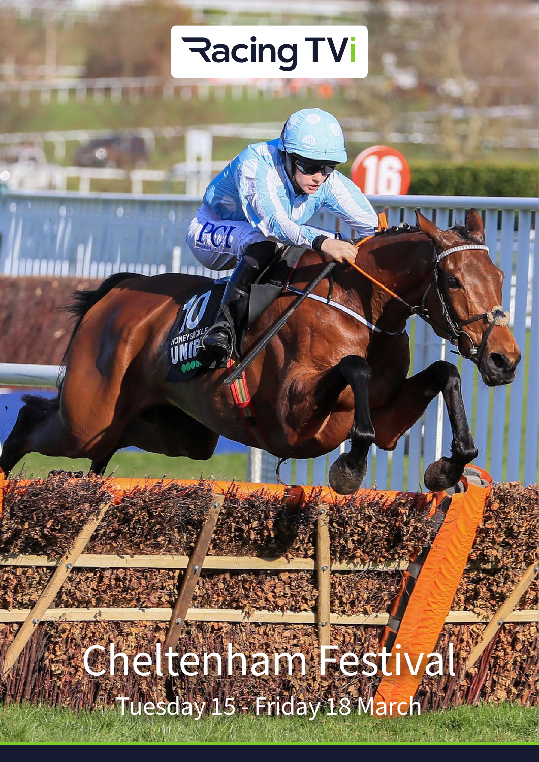Racing TVi

# Cheltenham Festival

Tuesday 15 - Friday 18 March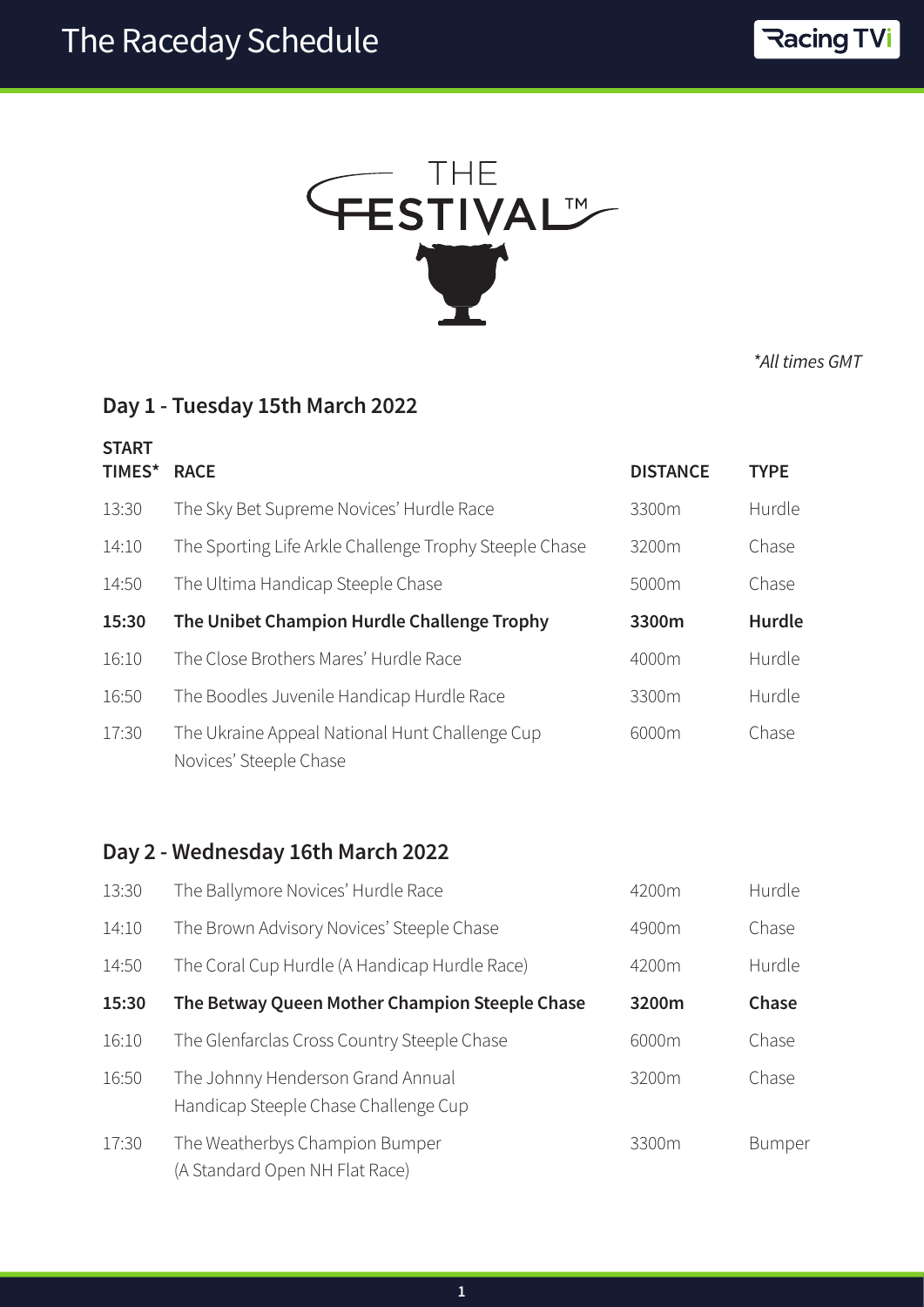# The Raceday Schedule

THE FESTIVAL™

*\*All times GMT*

## Day 1 - Tuesday 15th March 2022

| START TIMES* | RACE | DISTANCE | TYPE |
|---|---|---|---|
| 13:30 | The Sky Bet Supreme Novices' Hurdle Race | 3300m | Hurdle |
| 14:10 | The Sporting Life Arkle Challenge Trophy Steeple Chase | 3200m | Chase |
| 14:50 | The Ultima Handicap Steeple Chase | 5000m | Chase |
| **15:30** | **The Unibet Champion Hurdle Challenge Trophy** | **3300m** | **Hurdle** |
| 16:10 | The Close Brothers Mares' Hurdle Race | 4000m | Hurdle |
| 16:50 | The Boodles Juvenile Handicap Hurdle Race | 3300m | Hurdle |
| 17:30 | The Ukraine Appeal National Hunt Challenge Cup Novices' Steeple Chase | 6000m | Chase |

## Day 2 - Wednesday 16th March 2022

| START TIMES* | RACE | DISTANCE | TYPE |
|---|---|---|---|
| 13:30 | The Ballymore Novices' Hurdle Race | 4200m | Hurdle |
| 14:10 | The Brown Advisory Novices' Steeple Chase | 4900m | Chase |
| 14:50 | The Coral Cup Hurdle (A Handicap Hurdle Race) | 4200m | Hurdle |
| **15:30** | **The Betway Queen Mother Champion Steeple Chase** | **3200m** | **Chase** |
| 16:10 | The Glenfarclas Cross Country Steeple Chase | 6000m | Chase |
| 16:50 | The Johnny Henderson Grand Annual Handicap Steeple Chase Challenge Cup | 3200m | Chase |
| 17:30 | The Weatherbys Champion Bumper (A Standard Open NH Flat Race) | 3300m | Bumper |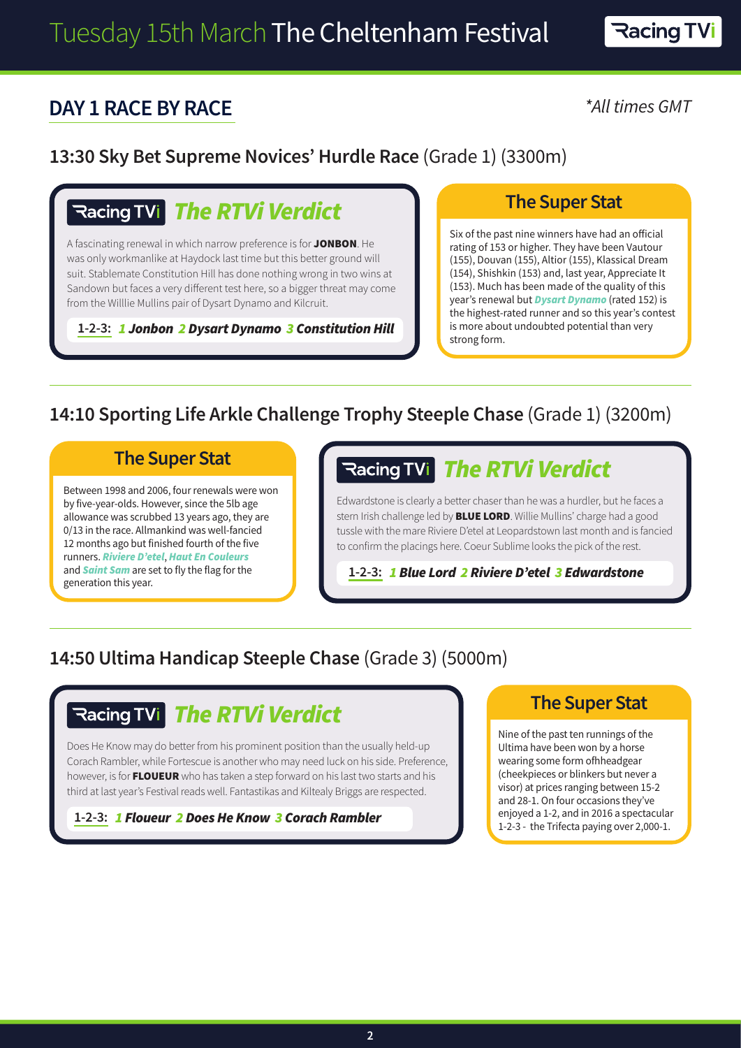# Tuesday 15th March The Cheltenham Festival

## DAY 1 RACE BY RACE

*\*All times GMT*

### 13:30 Sky Bet Supreme Novices' Hurdle Race (Grade 1) (3300m)

#### The RTVi Verdict

A fascinating renewal in which narrow preference is for **JONBON**. He was only workmanlike at Haydock last time but this better ground will suit. Stablemate Constitution Hill has done nothing wrong in two wins at Sandown but faces a very different test here, so a bigger threat may come from the Willlie Mullins pair of Dysart Dynamo and Kilcruit.

**1-2-3:** ***1 Jonbon 2 Dysart Dynamo 3 Constitution Hill***

#### The Super Stat

Six of the past nine winners have had an official rating of 153 or higher. They have been Vautour (155), Douvan (155), Altior (155), Klassical Dream (154), Shishkin (153) and, last year, Appreciate It (153). Much has been made of the quality of this year's renewal but ***Dysart Dynamo*** (rated 152) is the highest-rated runner and so this year's contest is more about undoubted potential than very strong form.

### 14:10 Sporting Life Arkle Challenge Trophy Steeple Chase (Grade 1) (3200m)

#### The Super Stat

Between 1998 and 2006, four renewals were won by five-year-olds. However, since the 5lb age allowance was scrubbed 13 years ago, they are 0/13 in the race. Allmankind was well-fancied 12 months ago but finished fourth of the five runners. ***Riviere D'etel***, ***Haut En Couleurs*** and ***Saint Sam*** are set to fly the flag for the generation this year.

#### The RTVi Verdict

Edwardstone is clearly a better chaser than he was a hurdler, but he faces a stern Irish challenge led by **BLUE LORD**. Willie Mullins' charge had a good tussle with the mare Riviere D'etel at Leopardstown last month and is fancied to confirm the placings here. Coeur Sublime looks the pick of the rest.

**1-2-3:** ***1 Blue Lord 2 Riviere D'etel 3 Edwardstone***

### 14:50 Ultima Handicap Steeple Chase (Grade 3) (5000m)

#### The RTVi Verdict

Does He Know may do better from his prominent position than the usually held-up Corach Rambler, while Fortescue is another who may need luck on his side. Preference, however, is for **FLOUEUR** who has taken a step forward on his last two starts and his third at last year's Festival reads well. Fantastikas and Kiltealy Briggs are respected.

**1-2-3:** ***1 Floueur 2 Does He Know 3 Corach Rambler***

#### The Super Stat

Nine of the past ten runnings of the Ultima have been won by a horse wearing some form ofhheadgear (cheekpieces or blinkers but never a visor) at prices ranging between 15-2 and 28-1. On four occasions they've enjoyed a 1-2, and in 2016 a spectacular 1-2-3 - the Trifecta paying over 2,000-1.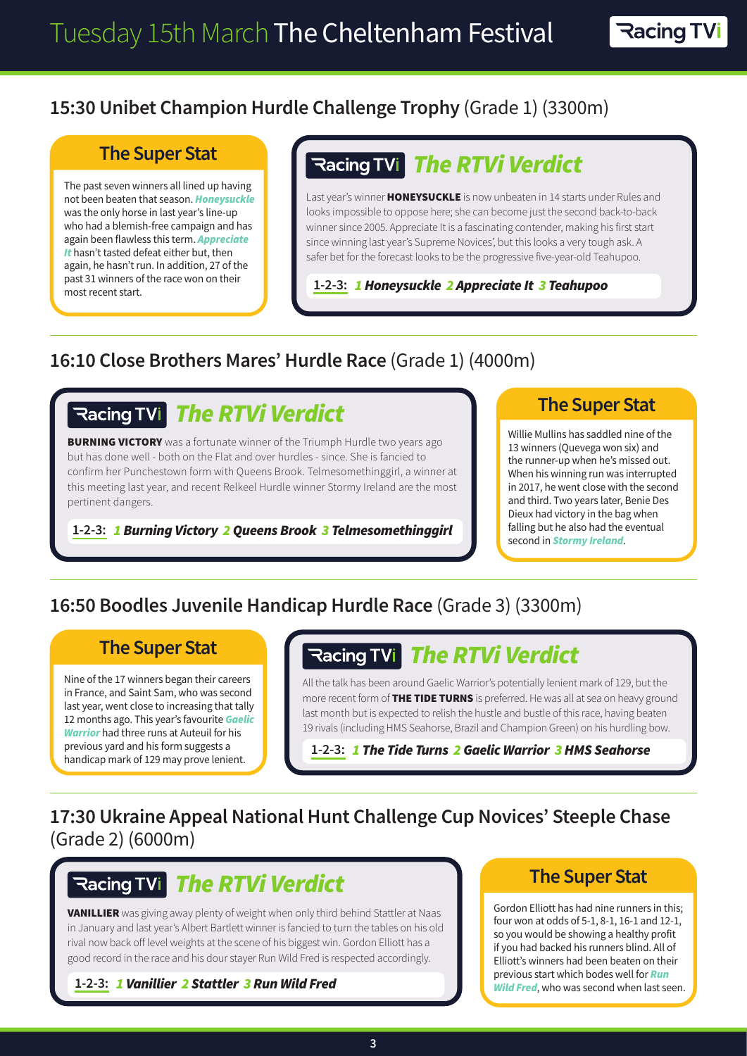# Tuesday 15th March The Cheltenham Festival

## 15:30 Unibet Champion Hurdle Challenge Trophy (Grade 1) (3300m)

### The Super Stat

The past seven winners all lined up having not been beaten that season. ***Honeysuckle*** was the only horse in last year's line-up who had a blemish-free campaign and has again been flawless this term. ***Appreciate It*** hasn't tasted defeat either but, then again, he hasn't run. In addition, 27 of the past 31 winners of the race won on their most recent start.

### Racing TVi *The RTVi Verdict*

Last year's winner **HONEYSUCKLE** is now unbeaten in 14 starts under Rules and looks impossible to oppose here; she can become just the second back-to-back winner since 2005. Appreciate It is a fascinating contender, making his first start since winning last year's Supreme Novices', but this looks a very tough ask. A safer bet for the forecast looks to be the progressive five-year-old Teahupoo.

**1-2-3:** ***1 Honeysuckle 2 Appreciate It 3 Teahupoo***

## 16:10 Close Brothers Mares' Hurdle Race (Grade 1) (4000m)

### Racing TVi *The RTVi Verdict*

**BURNING VICTORY** was a fortunate winner of the Triumph Hurdle two years ago but has done well - both on the Flat and over hurdles - since. She is fancied to confirm her Punchestown form with Queens Brook. Telmesomethinggirl, a winner at this meeting last year, and recent Relkeel Hurdle winner Stormy Ireland are the most pertinent dangers.

**1-2-3:** ***1 Burning Victory 2 Queens Brook 3 Telmesomethinggirl***

### The Super Stat

Willie Mullins has saddled nine of the 13 winners (Quevega won six) and the runner-up when he's missed out. When his winning run was interrupted in 2017, he went close with the second and third. Two years later, Benie Des Dieux had victory in the bag when falling but he also had the eventual second in ***Stormy Ireland***.

## 16:50 Boodles Juvenile Handicap Hurdle Race (Grade 3) (3300m)

### The Super Stat

Nine of the 17 winners began their careers in France, and Saint Sam, who was second last year, went close to increasing that tally 12 months ago. This year's favourite ***Gaelic Warrior*** had three runs at Auteuil for his previous yard and his form suggests a handicap mark of 129 may prove lenient.

### Racing TVi *The RTVi Verdict*

All the talk has been around Gaelic Warrior's potentially lenient mark of 129, but the more recent form of **THE TIDE TURNS** is preferred. He was all at sea on heavy ground last month but is expected to relish the hustle and bustle of this race, having beaten 19 rivals (including HMS Seahorse, Brand and Champion Green) on his hurdling bow.

**1-2-3:** ***1 The Tide Turns 2 Gaelic Warrior 3 HMS Seahorse***

## 17:30 Ukraine Appeal National Hunt Challenge Cup Novices' Steeple Chase (Grade 2) (6000m)

### Racing TVi *The RTVi Verdict*

**VANILLIER** was giving away plenty of weight when only third behind Stattler at Naas in January and last year's Albert Bartlett winner is fancied to turn the tables on his old rival now back off level weights at the scene of his biggest win. Gordon Elliott has a good record in the race and his dour stayer Run Wild Fred is respected accordingly.

**1-2-3:** ***1 Vanillier 2 Stattler 3 Run Wild Fred***

### The Super Stat

Gordon Elliott has had nine runners in this; four won at odds of 5-1, 8-1, 16-1 and 12-1, so you would be showing a healthy profit if you had backed his runners blind. All of Elliott's winners had been beaten on their previous start which bodes well for ***Run Wild Fred***, who was second when last seen.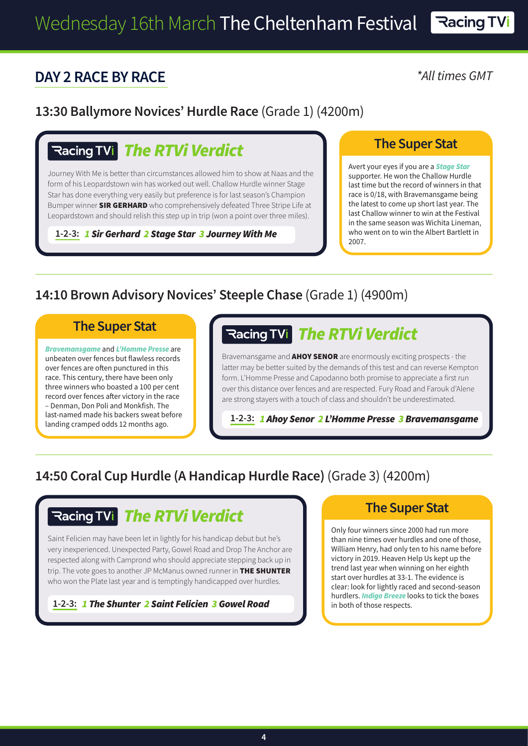## DAY 2 RACE BY RACE

*\*All times GMT*

### 13:30 Ballymore Novices' Hurdle Race (Grade 1) (4200m)

#### The RTVi Verdict

Journey With Me is better than circumstances allowed him to show at Naas and the form of his Leopardstown win has worked out well. Challow Hurdle winner Stage Star has done everything very easily but preference is for last season's Champion Bumper winner **SIR GERHARD** who comprehensively defeated Three Stripe Life at Leopardstown and should relish this step up in trip (won a point over three miles).

**1-2-3:** *1 Sir Gerhard 2 Stage Star 3 Journey With Me*

#### The Super Stat

Avert your eyes if you are a ***Stage Star*** supporter. He won the Challow Hurdle last time but the record of winners in that race is 0/18, with Bravemansgame being the latest to come up short last year. The last Challow winner to win at the Festival in the same season was Wichita Lineman, who went on to win the Albert Bartlett in 2007.

### 14:10 Brown Advisory Novices' Steeple Chase (Grade 1) (4900m)

#### The Super Stat

***Bravemansgame*** and ***L'Homme Presse*** are unbeaten over fences but flawless records over fences are often punctured in this race. This century, there have been only three winners who boasted a 100 per cent record over fences after victory in the race – Denman, Don Poli and Monkfish. The last-named made his backers sweat before landing cramped odds 12 months ago.

#### The RTVi Verdict

Bravemansgame and **AHOY SENOR** are enormously exciting prospects - the latter may be better suited by the demands of this test and can reverse Kempton form. L'Homme Presse and Capodanno both promise to appreciate a first run over this distance over fences and are respected. Fury Road and Farouk d'Alene are strong stayers with a touch of class and shouldn't be underestimated.

**1-2-3:** *1 Ahoy Senor 2 L'Homme Presse 3 Bravemansgame*

### 14:50 Coral Cup Hurdle (A Handicap Hurdle Race) (Grade 3) (4200m)

#### The RTVi Verdict

Saint Felicien may have been let in lightly for his handicap debut but he's very inexperienced. Unexpected Party, Gowel Road and Drop The Anchor are respected along with Camprond who should appreciate stepping back up in trip. The vote goes to another JP McManus owned runner in **THE SHUNTER** who won the Plate last year and is temptingly handicapped over hurdles.

**1-2-3:** *1 The Shunter 2 Saint Felicien 3 Gowel Road*

#### The Super Stat

Only four winners since 2000 had run more than nine times over hurdles and one of those, William Henry, had only ten to his name before victory in 2019. Heaven Help Us kept up the trend last year when winning on her eighth start over hurdles at 33-1. The evidence is clear: look for lightly raced and second-season hurdlers. ***Indigo Breeze*** looks to tick the boxes in both of those respects.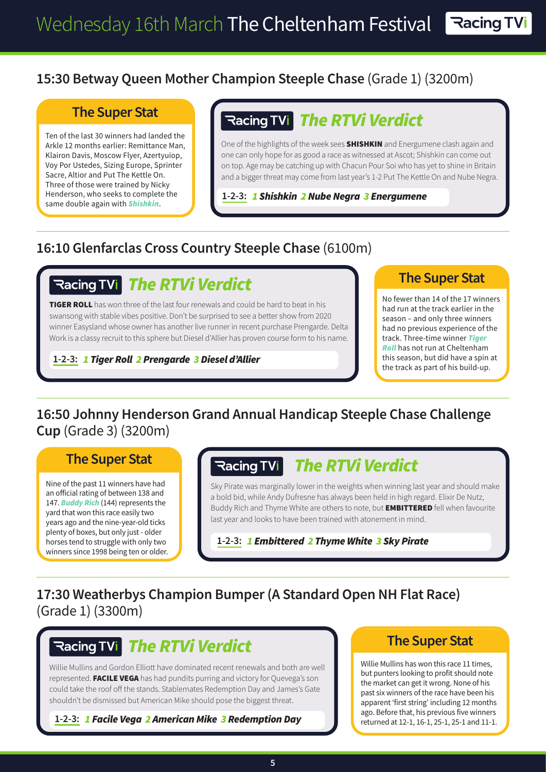# Wednesday 16th March The Cheltenham Festival

## 15:30 Betway Queen Mother Champion Steeple Chase (Grade 1) (3200m)

### The Super Stat

Ten of the last 30 winners had landed the Arkle 12 months earlier: Remittance Man, Klairon Davis, Moscow Flyer, Azertyuiop, Voy Por Ustedes, Sizing Europe, Sprinter Sacre, Altior and Put The Kettle On. Three of those were trained by Nicky Henderson, who seeks to complete the same double again with ***Shishkin***.

### The RTVi Verdict

One of the highlights of the week sees **SHISHKIN** and Energumene clash again and one can only hope for as good a race as witnessed at Ascot; Shishkin can come out on top. Age may be catching up with Chacun Pour Soi who has yet to shine in Britain and a bigger threat may come from last year's 1-2 Put The Kettle On and Nube Negra.

**1-2-3:** ***1 Shishkin 2 Nube Negra 3 Energumene***

## 16:10 Glenfarclas Cross Country Steeple Chase (6100m)

### The RTVi Verdict

**TIGER ROLL** has won three of the last four renewals and could be hard to beat in his swansong with stable vibes positive. Don't be surprised to see a better show from 2020 winner Easysland whose owner has another live runner in recent purchase Prengarde. Delta Work is a classy recruit to this sphere but Diesel d'Allier has proven course form to his name.

**1-2-3:** ***1 Tiger Roll 2 Prengarde 3 Diesel d'Allier***

### The Super Stat

No fewer than 14 of the 17 winners had run at the track earlier in the season – and only three winners had no previous experience of the track. Three-time winner ***Tiger Roll*** has not run at Cheltenham this season, but did have a spin at the track as part of his build-up.

## 16:50 Johnny Henderson Grand Annual Handicap Steeple Chase Challenge Cup (Grade 3) (3200m)

### The Super Stat

Nine of the past 11 winners have had an official rating of between 138 and 147. ***Buddy Rich*** (144) represents the yard that won this race easily two years ago and the nine-year-old ticks plenty of boxes, but only just - older horses tend to struggle with only two winners since 1998 being ten or older.

### The RTVi Verdict

Sky Pirate was marginally lower in the weights when winning last year and should make a bold bid, while Andy Dufresne has always been held in high regard. Elixir De Nutz, Buddy Rich and Thyme White are others to note, but **EMBITTERED** fell when favourite last year and looks to have been trained with atonement in mind.

**1-2-3:** ***1 Embittered 2 Thyme White 3 Sky Pirate***

## 17:30 Weatherbys Champion Bumper (A Standard Open NH Flat Race) (Grade 1) (3300m)

### The RTVi Verdict

Willie Mullins and Gordon Elliott have dominated recent renewals and both are well represented. **FACILE VEGA** has had pundits purring and victory for Quevega's son could take the roof off the stands. Stablemates Redemption Day and James's Gate shouldn't be dismissed but American Mike should pose the biggest threat.

**1-2-3:** ***1 Facile Vega 2 American Mike 3 Redemption Day***

### The Super Stat

Willie Mullins has won this race 11 times, but punters looking to profit should note the market can get it wrong. None of his past six winners of the race have been his apparent 'first string' including 12 months ago. Before that, his previous five winners returned at 12-1, 16-1, 25-1, 25-1 and 11-1.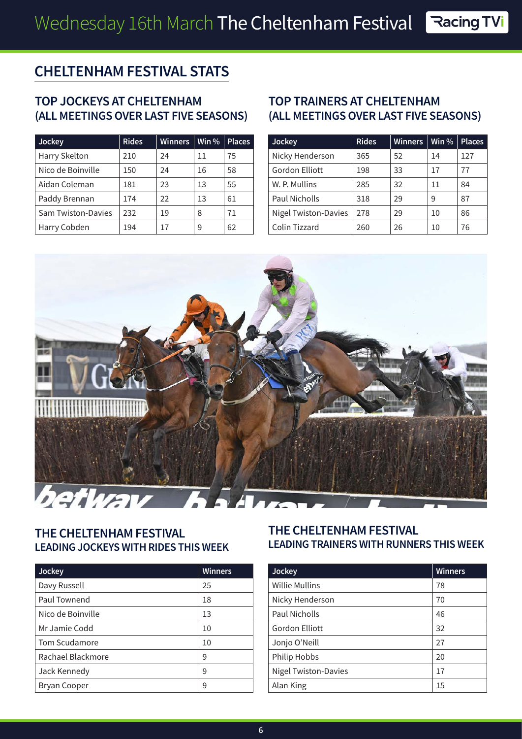## CHELTENHAM FESTIVAL STATS

### TOP JOCKEYS AT CHELTENHAM (ALL MEETINGS OVER LAST FIVE SEASONS)

| Jockey | Rides | Winners | Win % | Places |
|---|---|---|---|---|
| Harry Skelton | 210 | 24 | 11 | 75 |
| Nico de Boinville | 150 | 24 | 16 | 58 |
| Aidan Coleman | 181 | 23 | 13 | 55 |
| Paddy Brennan | 174 | 22 | 13 | 61 |
| Sam Twiston-Davies | 232 | 19 | 8 | 71 |
| Harry Cobden | 194 | 17 | 9 | 62 |

### TOP TRAINERS AT CHELTENHAM (ALL MEETINGS OVER LAST FIVE SEASONS)

| Jockey | Rides | Winners | Win % | Places |
|---|---|---|---|---|
| Nicky Henderson | 365 | 52 | 14 | 127 |
| Gordon Elliott | 198 | 33 | 17 | 77 |
| W. P. Mullins | 285 | 32 | 11 | 84 |
| Paul Nicholls | 318 | 29 | 9 | 87 |
| Nigel Twiston-Davies | 278 | 29 | 10 | 86 |
| Colin Tizzard | 260 | 26 | 10 | 76 |

### THE CHELTENHAM FESTIVAL LEADING JOCKEYS WITH RIDES THIS WEEK

| Jockey | Winners |
|---|---|
| Davy Russell | 25 |
| Paul Townend | 18 |
| Nico de Boinville | 13 |
| Mr Jamie Codd | 10 |
| Tom Scudamore | 10 |
| Rachael Blackmore | 9 |
| Jack Kennedy | 9 |
| Bryan Cooper | 9 |

### THE CHELTENHAM FESTIVAL LEADING TRAINERS WITH RUNNERS THIS WEEK

| Jockey | Winners |
|---|---|
| Willie Mullins | 78 |
| Nicky Henderson | 70 |
| Paul Nicholls | 46 |
| Gordon Elliott | 32 |
| Jonjo O'Neill | 27 |
| Philip Hobbs | 20 |
| Nigel Twiston-Davies | 17 |
| Alan King | 15 |